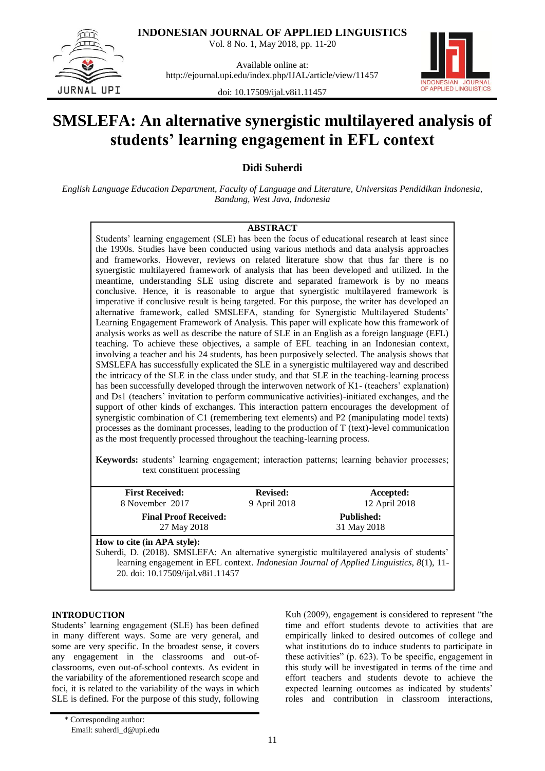# SMSLEFA: An alternative synergistic multilayered analysis of students' learning engagement in EFL context

**Didi Suherdi**

*English Language Education Department, Faculty of Language and Literature, Universitas Pendidikan Indonesia, Bandung, West Java, Indonesia*

## ABSTRACT

Students' learning engagement (SLE) has been the focus of educational research at least since the 1990s. Studies have been conducted using various methods and data analysis approaches and frameworks. However, reviews on related literature show that thus far there is no synergistic multilayered framework of analysis that has been developed and utilized. In the meantime, understanding SLE using discrete and separated framework is by no means conclusive. Hence, it is reasonable to argue that synergistic multilayered framework is imperative if conclusive result is being targeted. For this purpose, the writer has developed an alternative framework, called SMSLEFA, standing for Synergistic Multilayered Students' Learning Engagement Framework of Analysis. This paper will explicate how this framework of analysis works as well as describe the nature of SLE in an English as a foreign language (EFL) teaching. To achieve these objectives, a sample of EFL teaching in an Indonesian context, involving a teacher and his 24 students, has been purposively selected. The analysis shows that SMSLEFA has successfully explicated the SLE in a synergistic multilayered way and described the intricacy of the SLE in the class under study, and that SLE in the teaching-learning process has been successfully developed through the interwoven network of K1- (teachers' explanation) and Ds1 (teachers' invitation to perform communicative activities)-initiated exchanges, and the support of other kinds of exchanges. This interaction pattern encourages the development of synergistic combination of C1 (remembering text elements) and P2 (manipulating model texts) processes as the dominant processes, leading to the production of T (text)-level communication as the most frequently processed throughout the teaching-learning process.

**Keywords:** students' learning engagement; interaction patterns; learning behavior processes; text constituent processing

| **First Received:** 8 November 2017 | **Revised:** 9 April 2018 | **Accepted:** 12 April 2018 |
|---|---|---|
| **Final Proof Received:** 27 May 2018 | | **Published:** 31 May 2018 |

**How to cite (in APA style):**
Suherdi, D. (2018). SMSLEFA: An alternative synergistic multilayered analysis of students' learning engagement in EFL context. *Indonesian Journal of Applied Linguistics, 8*(1), 11-20. doi: 10.17509/ijal.v8i1.11457

## INTRODUCTION

Students' learning engagement (SLE) has been defined in many different ways. Some are very general, and some are very specific. In the broadest sense, it covers any engagement in the classrooms and out-of-classrooms, even out-of-school contexts. As evident in the variability of the aforementioned research scope and foci, it is related to the variability of the ways in which SLE is defined. For the purpose of this study, following Kuh (2009), engagement is considered to represent "the time and effort students devote to activities that are empirically linked to desired outcomes of college and what institutions do to induce students to participate in these activities" (p. 623). To be specific, engagement in this study will be investigated in terms of the time and effort teachers and students devote to achieve the expected learning outcomes as indicated by students' roles and contribution in classroom interactions,

\* Corresponding author:
Email: suherdi_d@upi.edu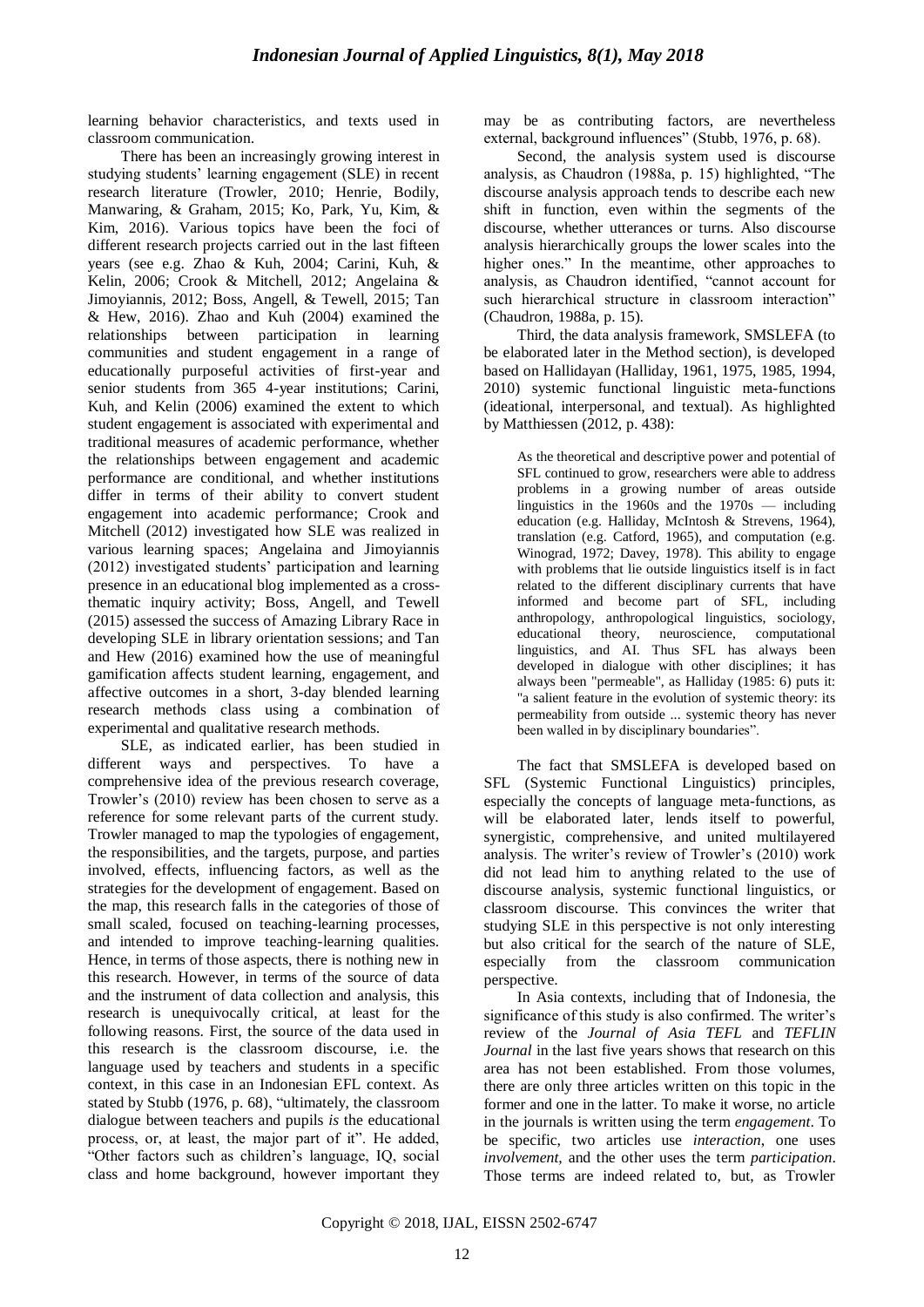learning behavior characteristics, and texts used in classroom communication.

There has been an increasingly growing interest in studying students' learning engagement (SLE) in recent research literature (Trowler, 2010; Henrie, Bodily, Manwaring, & Graham, 2015; Ko, Park, Yu, Kim, & Kim, 2016). Various topics have been the foci of different research projects carried out in the last fifteen years (see e.g. Zhao & Kuh, 2004; Carini, Kuh, & Kelin, 2006; Crook & Mitchell, 2012; Angelaina & Jimoyiannis, 2012; Boss, Angell, & Tewell, 2015; Tan & Hew, 2016). Zhao and Kuh (2004) examined the relationships between participation in learning communities and student engagement in a range of educationally purposeful activities of first-year and senior students from 365 4-year institutions; Carini, Kuh, and Kelin (2006) examined the extent to which student engagement is associated with experimental and traditional measures of academic performance, whether the relationships between engagement and academic performance are conditional, and whether institutions differ in terms of their ability to convert student engagement into academic performance; Crook and Mitchell (2012) investigated how SLE was realized in various learning spaces; Angelaina and Jimoyiannis (2012) investigated students' participation and learning presence in an educational blog implemented as a cross-thematic inquiry activity; Boss, Angell, and Tewell (2015) assessed the success of Amazing Library Race in developing SLE in library orientation sessions; and Tan and Hew (2016) examined how the use of meaningful gamification affects student learning, engagement, and affective outcomes in a short, 3-day blended learning research methods class using a combination of experimental and qualitative research methods.

SLE, as indicated earlier, has been studied in different ways and perspectives. To have a comprehensive idea of the previous research coverage, Trowler's (2010) review has been chosen to serve as a reference for some relevant parts of the current study. Trowler managed to map the typologies of engagement, the responsibilities, and the targets, purpose, and parties involved, effects, influencing factors, as well as the strategies for the development of engagement. Based on the map, this research falls in the categories of those of small scaled, focused on teaching-learning processes, and intended to improve teaching-learning qualities. Hence, in terms of those aspects, there is nothing new in this research. However, in terms of the source of data and the instrument of data collection and analysis, this research is unequivocally critical, at least for the following reasons. First, the source of the data used in this research is the classroom discourse, i.e. the language used by teachers and students in a specific context, in this case in an Indonesian EFL context. As stated by Stubb (1976, p. 68), "ultimately, the classroom dialogue between teachers and pupils *is* the educational process, or, at least, the major part of it". He added, "Other factors such as children's language, IQ, social class and home background, however important they may be as contributing factors, are nevertheless external, background influences" (Stubb, 1976, p. 68).

Second, the analysis system used is discourse analysis, as Chaudron (1988a, p. 15) highlighted, "The discourse analysis approach tends to describe each new shift in function, even within the segments of the discourse, whether utterances or turns. Also discourse analysis hierarchically groups the lower scales into the higher ones." In the meantime, other approaches to analysis, as Chaudron identified, "cannot account for such hierarchical structure in classroom interaction" (Chaudron, 1988a, p. 15).

Third, the data analysis framework, SMSLEFA (to be elaborated later in the Method section), is developed based on Hallidayan (Halliday, 1961, 1975, 1985, 1994, 2010) systemic functional linguistic meta-functions (ideational, interpersonal, and textual). As highlighted by Matthiessen (2012, p. 438):

> As the theoretical and descriptive power and potential of SFL continued to grow, researchers were able to address problems in a growing number of areas outside linguistics in the 1960s and the 1970s — including education (e.g. Halliday, McIntosh & Strevens, 1964), translation (e.g. Catford, 1965), and computation (e.g. Winograd, 1972; Davey, 1978). This ability to engage with problems that lie outside linguistics itself is in fact related to the different disciplinary currents that have informed and become part of SFL, including anthropology, anthropological linguistics, sociology, educational theory, neuroscience, computational linguistics, and AI. Thus SFL has always been developed in dialogue with other disciplines; it has always been "permeable", as Halliday (1985: 6) puts it: "a salient feature in the evolution of systemic theory: its permeability from outside ... systemic theory has never been walled in by disciplinary boundaries".

The fact that SMSLEFA is developed based on SFL (Systemic Functional Linguistics) principles, especially the concepts of language meta-functions, as will be elaborated later, lends itself to powerful, synergistic, comprehensive, and united multilayered analysis. The writer's review of Trowler's (2010) work did not lead him to anything related to the use of discourse analysis, systemic functional linguistics, or classroom discourse. This convinces the writer that studying SLE in this perspective is not only interesting but also critical for the search of the nature of SLE, especially from the classroom communication perspective.

In Asia contexts, including that of Indonesia, the significance of this study is also confirmed. The writer's review of the *Journal of Asia TEFL* and *TEFLIN Journal* in the last five years shows that research on this area has not been established. From those volumes, there are only three articles written on this topic in the former and one in the latter. To make it worse, no article in the journals is written using the term *engagement*. To be specific, two articles use *interaction*, one uses *involvement,* and the other uses the term *participation*. Those terms are indeed related to, but, as Trowler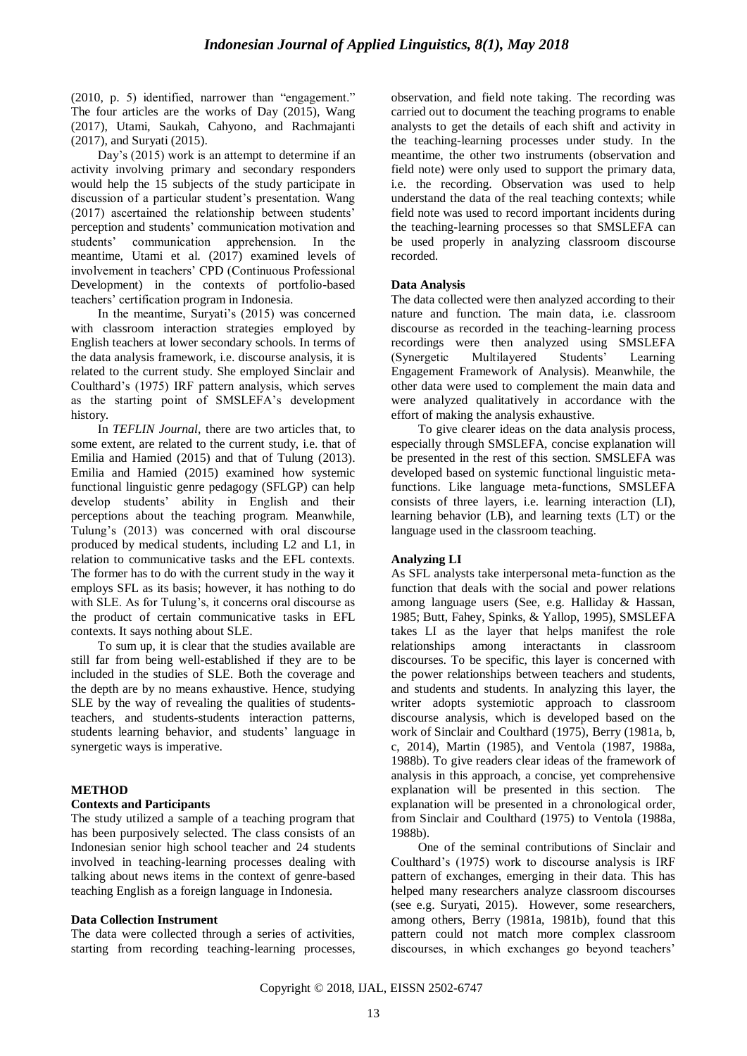(2010, p. 5) identified, narrower than "engagement." The four articles are the works of Day (2015), Wang (2017), Utami, Saukah, Cahyono, and Rachmajanti (2017), and Suryati (2015).

Day's (2015) work is an attempt to determine if an activity involving primary and secondary responders would help the 15 subjects of the study participate in discussion of a particular student's presentation. Wang (2017) ascertained the relationship between students' perception and students' communication motivation and students' communication apprehension. In the meantime, Utami et al. (2017) examined levels of involvement in teachers' CPD (Continuous Professional Development) in the contexts of portfolio-based teachers' certification program in Indonesia.

In the meantime, Suryati's (2015) was concerned with classroom interaction strategies employed by English teachers at lower secondary schools. In terms of the data analysis framework, i.e. discourse analysis, it is related to the current study. She employed Sinclair and Coulthard's (1975) IRF pattern analysis, which serves as the starting point of SMSLEFA's development history.

In *TEFLIN Journal*, there are two articles that, to some extent, are related to the current study, i.e. that of Emilia and Hamied (2015) and that of Tulung (2013). Emilia and Hamied (2015) examined how systemic functional linguistic genre pedagogy (SFLGP) can help develop students' ability in English and their perceptions about the teaching program. Meanwhile, Tulung's (2013) was concerned with oral discourse produced by medical students, including L2 and L1, in relation to communicative tasks and the EFL contexts. The former has to do with the current study in the way it employs SFL as its basis; however, it has nothing to do with SLE. As for Tulung's, it concerns oral discourse as the product of certain communicative tasks in EFL contexts. It says nothing about SLE.

To sum up, it is clear that the studies available are still far from being well-established if they are to be included in the studies of SLE. Both the coverage and the depth are by no means exhaustive. Hence, studying SLE by the way of revealing the qualities of students-teachers, and students-students interaction patterns, students learning behavior, and students' language in synergetic ways is imperative.

## METHOD

### Contexts and Participants

The study utilized a sample of a teaching program that has been purposively selected. The class consists of an Indonesian senior high school teacher and 24 students involved in teaching-learning processes dealing with talking about news items in the context of genre-based teaching English as a foreign language in Indonesia.

### Data Collection Instrument

The data were collected through a series of activities, starting from recording teaching-learning processes, observation, and field note taking. The recording was carried out to document the teaching programs to enable analysts to get the details of each shift and activity in the teaching-learning processes under study. In the meantime, the other two instruments (observation and field note) were only used to support the primary data, i.e. the recording. Observation was used to help understand the data of the real teaching contexts; while field note was used to record important incidents during the teaching-learning processes so that SMSLEFA can be used properly in analyzing classroom discourse recorded.

### Data Analysis

The data collected were then analyzed according to their nature and function. The main data, i.e. classroom discourse as recorded in the teaching-learning process recordings were then analyzed using SMSLEFA (Synergetic Multilayered Students' Learning Engagement Framework of Analysis). Meanwhile, the other data were used to complement the main data and were analyzed qualitatively in accordance with the effort of making the analysis exhaustive.

To give clearer ideas on the data analysis process, especially through SMSLEFA, concise explanation will be presented in the rest of this section. SMSLEFA was developed based on systemic functional linguistic meta-functions. Like language meta-functions, SMSLEFA consists of three layers, i.e. learning interaction (LI), learning behavior (LB), and learning texts (LT) or the language used in the classroom teaching.

### Analyzing LI

As SFL analysts take interpersonal meta-function as the function that deals with the social and power relations among language users (See, e.g. Halliday & Hassan, 1985; Butt, Fahey, Spinks, & Yallop, 1995), SMSLEFA takes LI as the layer that helps manifest the role relationships among interactants in classroom discourses. To be specific, this layer is concerned with the power relationships between teachers and students, and students and students. In analyzing this layer, the writer adopts systemiotic approach to classroom discourse analysis, which is developed based on the work of Sinclair and Coulthard (1975), Berry (1981a, b, c, 2014), Martin (1985), and Ventola (1987, 1988a, 1988b). To give readers clear ideas of the framework of analysis in this approach, a concise, yet comprehensive explanation will be presented in this section. The explanation will be presented in a chronological order, from Sinclair and Coulthard (1975) to Ventola (1988a, 1988b).

One of the seminal contributions of Sinclair and Coulthard's (1975) work to discourse analysis is IRF pattern of exchanges, emerging in their data. This has helped many researchers analyze classroom discourses (see e.g. Suryati, 2015). However, some researchers, among others, Berry (1981a, 1981b), found that this pattern could not match more complex classroom discourses, in which exchanges go beyond teachers'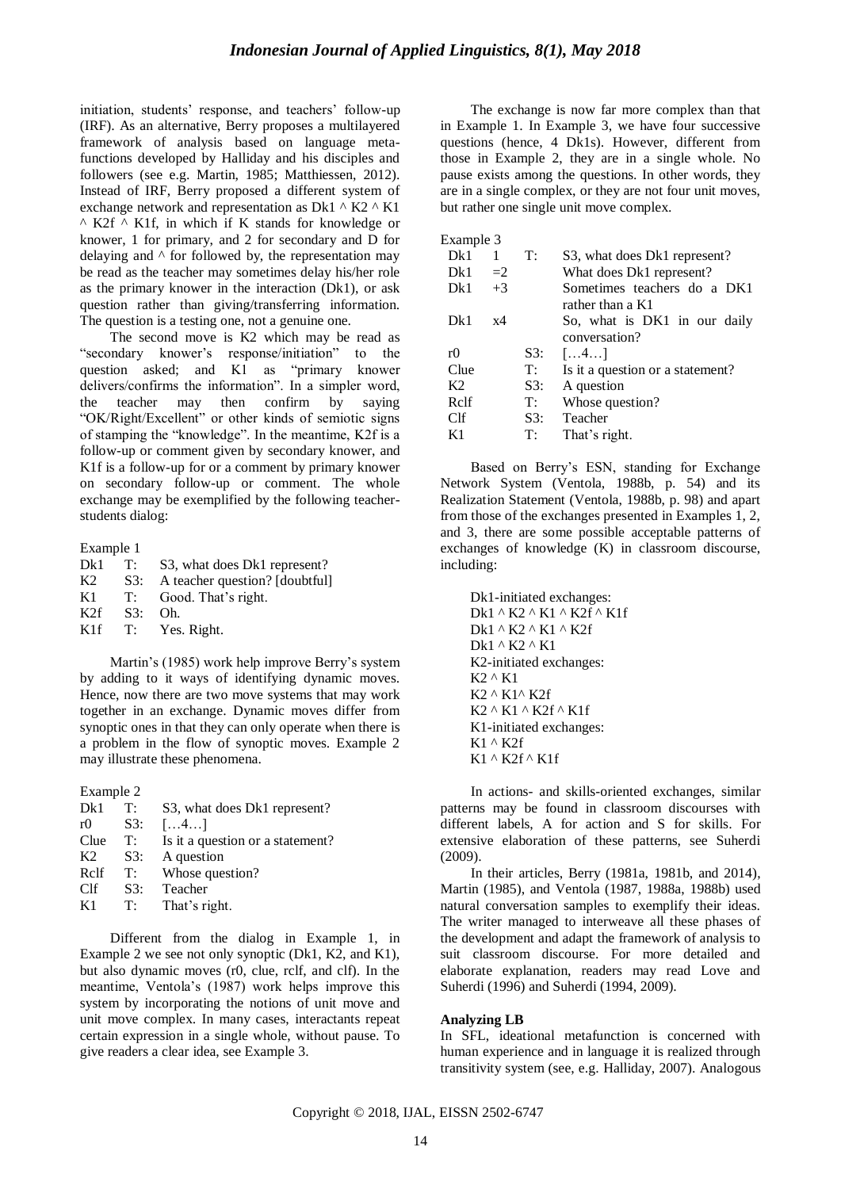initiation, students' response, and teachers' follow-up (IRF). As an alternative, Berry proposes a multilayered framework of analysis based on language meta-functions developed by Halliday and his disciples and followers (see e.g. Martin, 1985; Matthiessen, 2012). Instead of IRF, Berry proposed a different system of exchange network and representation as Dk1 ^ K2 ^ K1 ^ K2f ^ K1f, in which if K stands for knowledge or knower, 1 for primary, and 2 for secondary and D for delaying and ^ for followed by, the representation may be read as the teacher may sometimes delay his/her role as the primary knower in the interaction (Dk1), or ask question rather than giving/transferring information. The question is a testing one, not a genuine one.

The second move is K2 which may be read as "secondary knower's response/initiation" to the question asked; and K1 as "primary knower delivers/confirms the information". In a simpler word, the teacher may then confirm by saying "OK/Right/Excellent" or other kinds of semiotic signs of stamping the "knowledge". In the meantime, K2f is a follow-up or comment given by secondary knower, and K1f is a follow-up for or a comment by primary knower on secondary follow-up or comment. The whole exchange may be exemplified by the following teacher-students dialog:

Example 1

| | | |
|---|---|---|
| Dk1 | T: | S3, what does Dk1 represent? |
| K2 | S3: | A teacher question? [doubtful] |
| K1 | T: | Good. That's right. |
| K2f | S3: | Oh. |
| K1f | T: | Yes. Right. |

Martin's (1985) work help improve Berry's system by adding to it ways of identifying dynamic moves. Hence, now there are two move systems that may work together in an exchange. Dynamic moves differ from synoptic ones in that they can only operate when there is a problem in the flow of synoptic moves. Example 2 may illustrate these phenomena.

Example 2

| | | |
|---|---|---|
| Dk1 | T: | S3, what does Dk1 represent? |
| r0 | S3: | […4…] |
| Clue | T: | Is it a question or a statement? |
| K2 | S3: | A question |
| Rclf | T: | Whose question? |
| Clf | S3: | Teacher |
| K1 | T: | That's right. |

Different from the dialog in Example 1, in Example 2 we see not only synoptic (Dk1, K2, and K1), but also dynamic moves (r0, clue, rclf, and clf). In the meantime, Ventola's (1987) work helps improve this system by incorporating the notions of unit move and unit move complex. In many cases, interactants repeat certain expression in a single whole, without pause. To give readers a clear idea, see Example 3.

The exchange is now far more complex than that in Example 1. In Example 3, we have four successive questions (hence, 4 Dk1s). However, different from those in Example 2, they are in a single whole. No pause exists among the questions. In other words, they are in a single complex, or they are not four unit moves, but rather one single unit move complex.

Example 3

| | | | |
|---|---|---|---|
| Dk1 | 1 | T: | S3, what does Dk1 represent? |
| Dk1 | =2 | | What does Dk1 represent? |
| Dk1 | +3 | | Sometimes teachers do a DK1 rather than a K1 |
| Dk1 | x4 | | So, what is DK1 in our daily conversation? |
| r0 | | S3: | […4…] |
| Clue | | T: | Is it a question or a statement? |
| K2 | | S3: | A question |
| Rclf | | T: | Whose question? |
| Clf | | S3: | Teacher |
| K1 | | T: | That's right. |

Based on Berry's ESN, standing for Exchange Network System (Ventola, 1988b, p. 54) and its Realization Statement (Ventola, 1988b, p. 98) and apart from those of the exchanges presented in Examples 1, 2, and 3, there are some possible acceptable patterns of exchanges of knowledge (K) in classroom discourse, including:

Dk1-initiated exchanges:
Dk1 ^ K2 ^ K1 ^ K2f ^ K1f
Dk1 ^ K2 ^ K1 ^ K2f
Dk1 ^ K2 ^ K1
K2-initiated exchanges:
K2 ^ K1
K2 ^ K1^ K2f
K2 ^ K1 ^ K2f ^ K1f
K1-initiated exchanges:
K1 ^ K2f
K1 ^ K2f ^ K1f

In actions- and skills-oriented exchanges, similar patterns may be found in classroom discourses with different labels, A for action and S for skills. For extensive elaboration of these patterns, see Suherdi (2009).

In their articles, Berry (1981a, 1981b, and 2014), Martin (1985), and Ventola (1987, 1988a, 1988b) used natural conversation samples to exemplify their ideas. The writer managed to interweave all these phases of the development and adapt the framework of analysis to suit classroom discourse. For more detailed and elaborate explanation, readers may read Love and Suherdi (1996) and Suherdi (1994, 2009).

**Analyzing LB**

In SFL, ideational metafunction is concerned with human experience and in language it is realized through transitivity system (see, e.g. Halliday, 2007). Analogous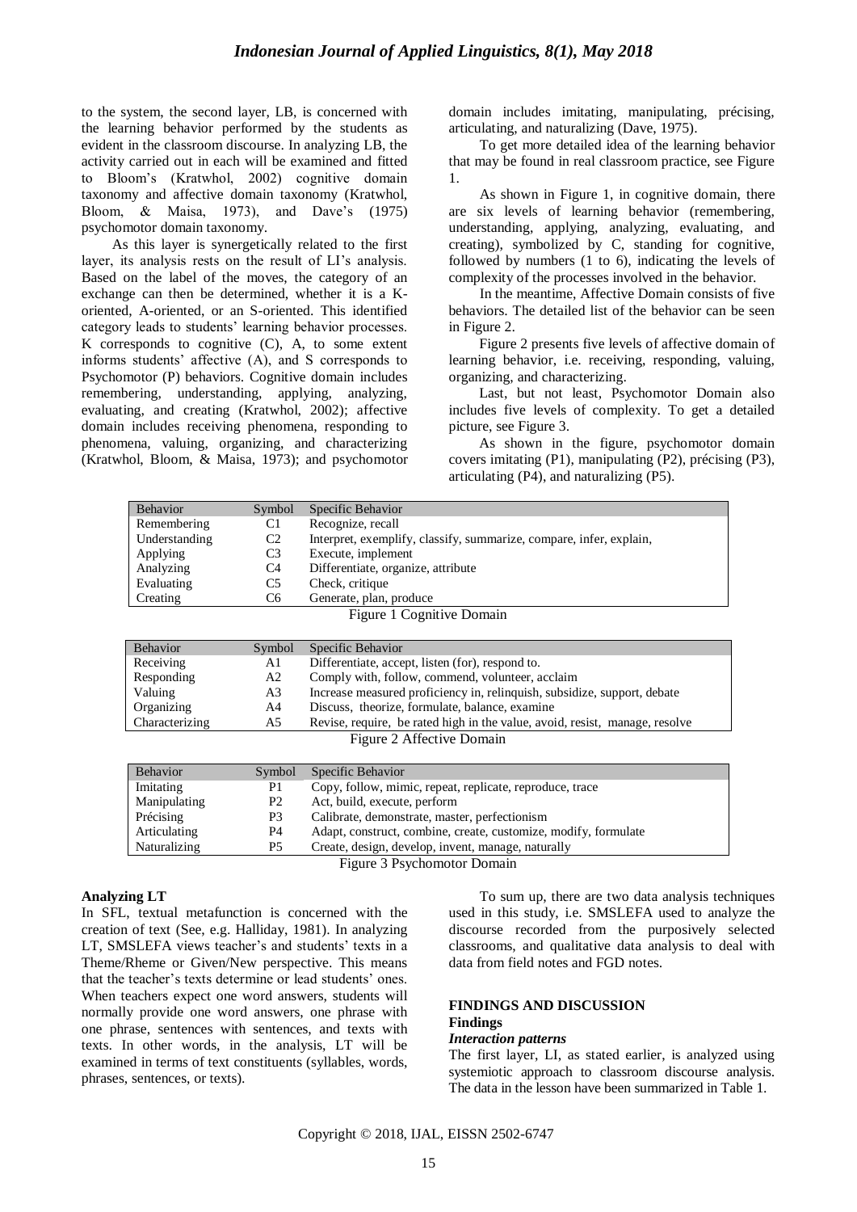to the system, the second layer, LB, is concerned with the learning behavior performed by the students as evident in the classroom discourse. In analyzing LB, the activity carried out in each will be examined and fitted to Bloom's (Kratwhol, 2002) cognitive domain taxonomy and affective domain taxonomy (Kratwhol, Bloom, & Maisa, 1973), and Dave's (1975) psychomotor domain taxonomy.

As this layer is synergetically related to the first layer, its analysis rests on the result of LI's analysis. Based on the label of the moves, the category of an exchange can then be determined, whether it is a K-oriented, A-oriented, or an S-oriented. This identified category leads to students' learning behavior processes. K corresponds to cognitive (C), A, to some extent informs students' affective (A), and S corresponds to Psychomotor (P) behaviors. Cognitive domain includes remembering, understanding, applying, analyzing, evaluating, and creating (Kratwhol, 2002); affective domain includes receiving phenomena, responding to phenomena, valuing, organizing, and characterizing (Kratwhol, Bloom, & Maisa, 1973); and psychomotor domain includes imitating, manipulating, précising, articulating, and naturalizing (Dave, 1975).

To get more detailed idea of the learning behavior that may be found in real classroom practice, see Figure 1.

As shown in Figure 1, in cognitive domain, there are six levels of learning behavior (remembering, understanding, applying, analyzing, evaluating, and creating), symbolized by C, standing for cognitive, followed by numbers (1 to 6), indicating the levels of complexity of the processes involved in the behavior.

In the meantime, Affective Domain consists of five behaviors. The detailed list of the behavior can be seen in Figure 2.

Figure 2 presents five levels of affective domain of learning behavior, i.e. receiving, responding, valuing, organizing, and characterizing.

Last, but not least, Psychomotor Domain also includes five levels of complexity. To get a detailed picture, see Figure 3.

As shown in the figure, psychomotor domain covers imitating (P1), manipulating (P2), précising (P3), articulating (P4), and naturalizing (P5).

| Behavior | Symbol | Specific Behavior |
|---|---|---|
| Remembering | C1 | Recognize, recall |
| Understanding | C2 | Interpret, exemplify, classify, summarize, compare, infer, explain, |
| Applying | C3 | Execute, implement |
| Analyzing | C4 | Differentiate, organize, attribute |
| Evaluating | C5 | Check, critique |
| Creating | C6 | Generate, plan, produce |

Figure 1 Cognitive Domain

| Behavior | Symbol | Specific Behavior |
|---|---|---|
| Receiving | A1 | Differentiate, accept, listen (for), respond to. |
| Responding | A2 | Comply with, follow, commend, volunteer, acclaim |
| Valuing | A3 | Increase measured proficiency in, relinquish, subsidize, support, debate |
| Organizing | A4 | Discuss, theorize, formulate, balance, examine |
| Characterizing | A5 | Revise, require, be rated high in the value, avoid, resist, manage, resolve |

Figure 2 Affective Domain

| Behavior | Symbol | Specific Behavior |
|---|---|---|
| Imitating | P1 | Copy, follow, mimic, repeat, replicate, reproduce, trace |
| Manipulating | P2 | Act, build, execute, perform |
| Précising | P3 | Calibrate, demonstrate, master, perfectionism |
| Articulating | P4 | Adapt, construct, combine, create, customize, modify, formulate |
| Naturalizing | P5 | Create, design, develop, invent, manage, naturally |

Figure 3 Psychomotor Domain

**Analyzing LT**

In SFL, textual metafunction is concerned with the creation of text (See, e.g. Halliday, 1981). In analyzing LT, SMSLEFA views teacher's and students' texts in a Theme/Rheme or Given/New perspective. This means that the teacher's texts determine or lead students' ones. When teachers expect one word answers, students will normally provide one word answers, one phrase with one phrase, sentences with sentences, and texts with texts. In other words, in the analysis, LT will be examined in terms of text constituents (syllables, words, phrases, sentences, or texts).

To sum up, there are two data analysis techniques used in this study, i.e. SMSLEFA used to analyze the discourse recorded from the purposively selected classrooms, and qualitative data analysis to deal with data from field notes and FGD notes.

## FINDINGS AND DISCUSSION

### Findings

#### *Interaction patterns*

The first layer, LI, as stated earlier, is analyzed using systemiotic approach to classroom discourse analysis. The data in the lesson have been summarized in Table 1.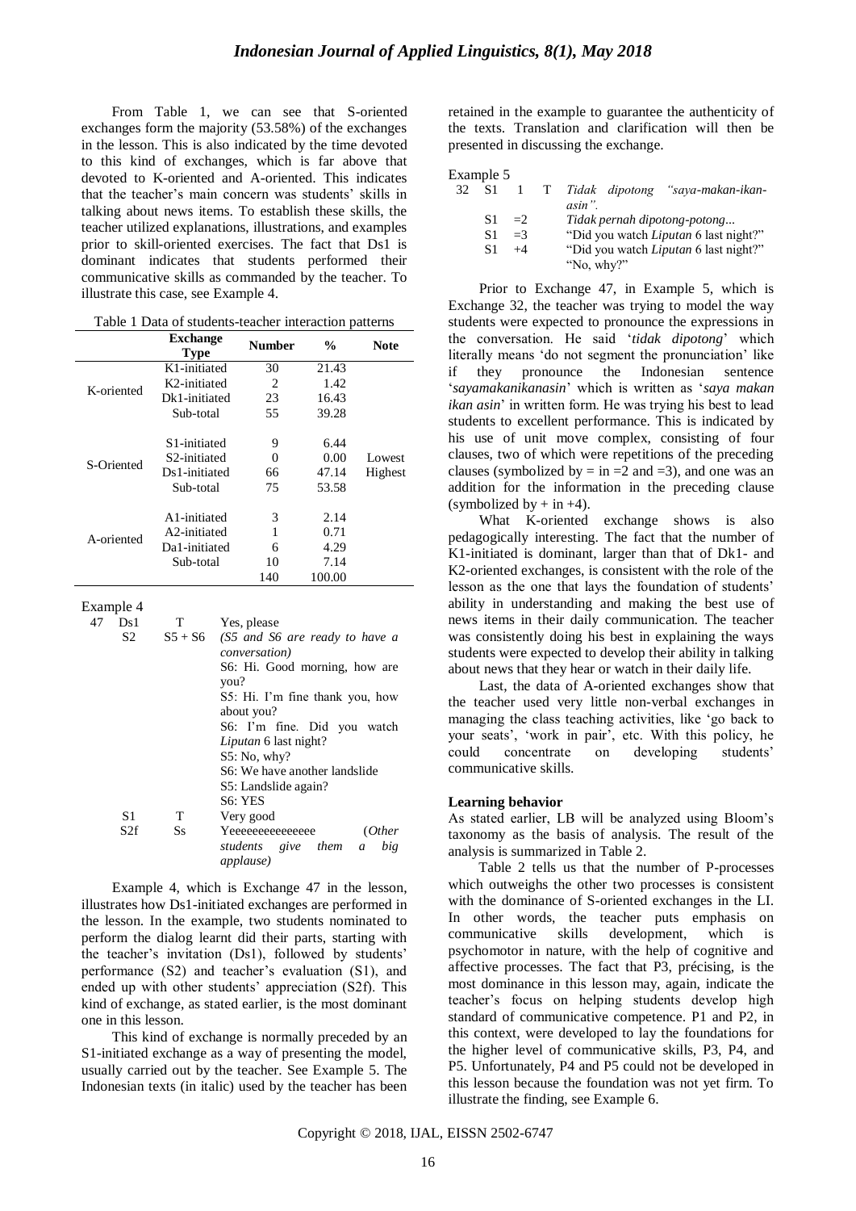From Table 1, we can see that S-oriented exchanges form the majority (53.58%) of the exchanges in the lesson. This is also indicated by the time devoted to this kind of exchanges, which is far above that devoted to K-oriented and A-oriented. This indicates that the teacher's main concern was students' skills in talking about news items. To establish these skills, the teacher utilized explanations, illustrations, and examples prior to skill-oriented exercises. The fact that Ds1 is dominant indicates that students performed their communicative skills as commanded by the teacher. To illustrate this case, see Example 4.

Table 1 Data of students-teacher interaction patterns

| | Exchange Type | Number | % | Note |
|---|---|---|---|---|
| K-oriented | K1-initiated | 30 | 21.43 | |
| | K2-initiated | 2 | 1.42 | |
| | Dk1-initiated | 23 | 16.43 | |
| | Sub-total | 55 | 39.28 | |
| S-Oriented | S1-initiated | 9 | 6.44 | |
| | S2-initiated | 0 | 0.00 | Lowest |
| | Ds1-initiated | 66 | 47.14 | Highest |
| | Sub-total | 75 | 53.58 | |
| A-oriented | A1-initiated | 3 | 2.14 | |
| | A2-initiated | 1 | 0.71 | |
| | Da1-initiated | 6 | 4.29 | |
| | Sub-total | 10 | 7.14 | |
| | | 140 | 100.00 | |

Example 4

| | | | |
|---|---|---|---|
| 47 | Ds1 | T | Yes, please |
| | S2 | S5 + S6 | *(S5 and S6 are ready to have a conversation)*<br>S6: Hi. Good morning, how are you?<br>S5: Hi. I'm fine thank you, how about you?<br>S6: I'm fine. Did you watch *Liputan* 6 last night?<br>S5: No, why?<br>S6: We have another landslide<br>S5: Landslide again?<br>S6: YES |
| | S1 | T | Very good |
| | S2f | Ss | Yeeeeeeeeeeeeeee (*Other students give them a big applause)* |

Example 4, which is Exchange 47 in the lesson, illustrates how Ds1-initiated exchanges are performed in the lesson. In the example, two students nominated to perform the dialog learnt did their parts, starting with the teacher's invitation (Ds1), followed by students' performance (S2) and teacher's evaluation (S1), and ended up with other students' appreciation (S2f). This kind of exchange, as stated earlier, is the most dominant one in this lesson.

This kind of exchange is normally preceded by an S1-initiated exchange as a way of presenting the model, usually carried out by the teacher. See Example 5. The Indonesian texts (in italic) used by the teacher has been retained in the example to guarantee the authenticity of the texts. Translation and clarification will then be presented in discussing the exchange.

Example 5

| | | | | |
|---|---|---|---|---|
| 32 | S1 | 1 | T | *Tidak dipotong "saya-makan-ikan-asin".* |
| | S1 | =2 | | *Tidak pernah dipotong-potong...* |
| | S1 | =3 | | "Did you watch *Liputan* 6 last night?" |
| | S1 | +4 | | "Did you watch *Liputan* 6 last night?" "No, why?" |

Prior to Exchange 47, in Example 5, which is Exchange 32, the teacher was trying to model the way students were expected to pronounce the expressions in the conversation. He said '*tidak dipotong*' which literally means 'do not segment the pronunciation' like if they pronounce the Indonesian sentence '*sayamakanikanasin*' which is written as '*saya makan ikan asin*' in written form. He was trying his best to lead students to excellent performance. This is indicated by his use of unit move complex, consisting of four clauses, two of which were repetitions of the preceding clauses (symbolized by = in =2 and =3), and one was an addition for the information in the preceding clause (symbolized by + in +4).

What K-oriented exchange shows is also pedagogically interesting. The fact that the number of K1-initiated is dominant, larger than that of Dk1- and K2-oriented exchanges, is consistent with the role of the lesson as the one that lays the foundation of students' ability in understanding and making the best use of news items in their daily communication. The teacher was consistently doing his best in explaining the ways students were expected to develop their ability in talking about news that they hear or watch in their daily life.

Last, the data of A-oriented exchanges show that the teacher used very little non-verbal exchanges in managing the class teaching activities, like 'go back to your seats', 'work in pair', etc. With this policy, he could concentrate on developing students' communicative skills.

### Learning behavior

As stated earlier, LB will be analyzed using Bloom's taxonomy as the basis of analysis. The result of the analysis is summarized in Table 2.

Table 2 tells us that the number of P-processes which outweighs the other two processes is consistent with the dominance of S-oriented exchanges in the LI. In other words, the teacher puts emphasis on communicative skills development, which is psychomotor in nature, with the help of cognitive and affective processes. The fact that P3, précising, is the most dominance in this lesson may, again, indicate the teacher's focus on helping students develop high standard of communicative competence. P1 and P2, in this context, were developed to lay the foundations for the higher level of communicative skills, P3, P4, and P5. Unfortunately, P4 and P5 could not be developed in this lesson because the foundation was not yet firm. To illustrate the finding, see Example 6.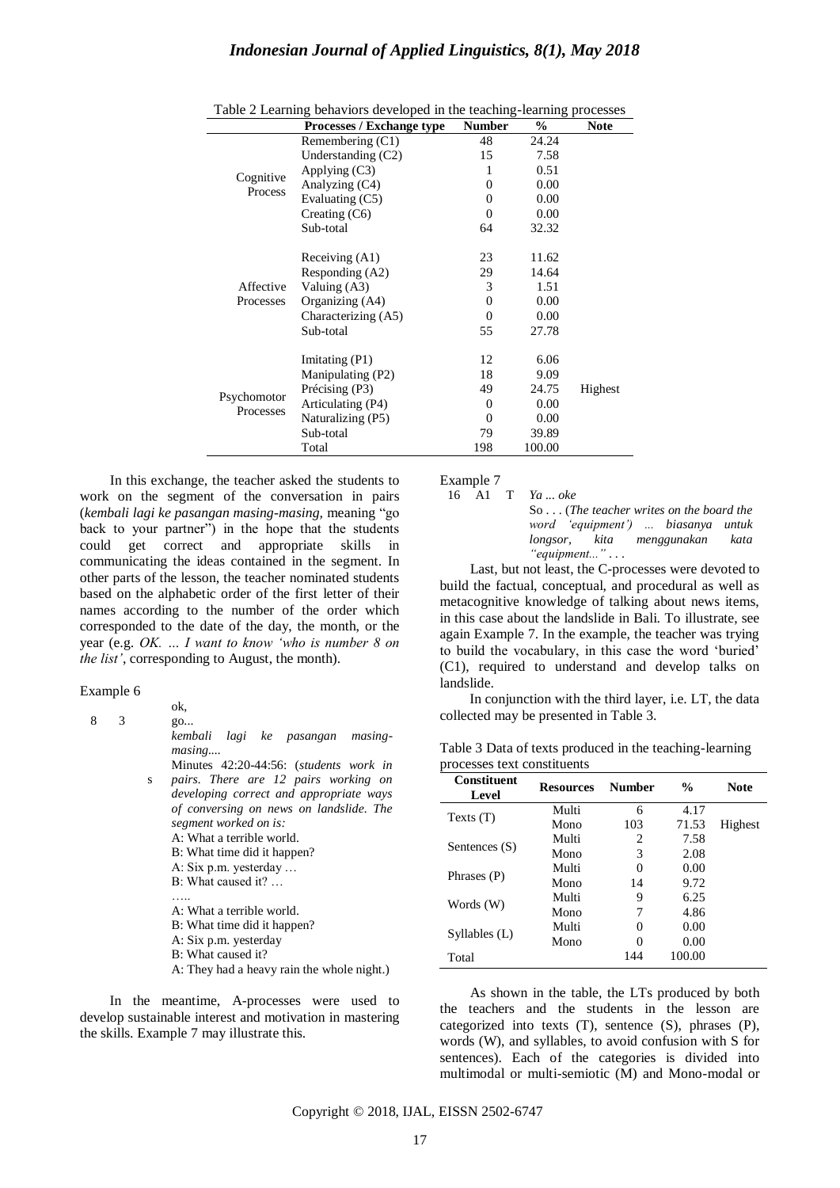Table 2 Learning behaviors developed in the teaching-learning processes

| | Processes / Exchange type | Number | % | Note |
|---|---|---|---|---|
| Cognitive Process | Remembering (C1) | 48 | 24.24 | |
| | Understanding (C2) | 15 | 7.58 | |
| | Applying (C3) | 1 | 0.51 | |
| | Analyzing (C4) | 0 | 0.00 | |
| | Evaluating (C5) | 0 | 0.00 | |
| | Creating (C6) | 0 | 0.00 | |
| | Sub-total | 64 | 32.32 | |
| Affective Processes | Receiving (A1) | 23 | 11.62 | |
| | Responding (A2) | 29 | 14.64 | |
| | Valuing (A3) | 3 | 1.51 | |
| | Organizing (A4) | 0 | 0.00 | |
| | Characterizing (A5) | 0 | 0.00 | |
| | Sub-total | 55 | 27.78 | |
| Psychomotor Processes | Imitating (P1) | 12 | 6.06 | |
| | Manipulating (P2) | 18 | 9.09 | |
| | Précising (P3) | 49 | 24.75 | Highest |
| | Articulating (P4) | 0 | 0.00 | |
| | Naturalizing (P5) | 0 | 0.00 | |
| | Sub-total | 79 | 39.89 | |
| | Total | 198 | 100.00 | |

In this exchange, the teacher asked the students to work on the segment of the conversation in pairs (*kembali lagi ke pasangan masing-masing,* meaning "go back to your partner") in the hope that the students could get correct and appropriate skills in communicating the ideas contained in the segment. In other parts of the lesson, the teacher nominated students based on the alphabetic order of the first letter of their names according to the number of the order which corresponded to the date of the day, the month, or the year (e.g. *OK. … I want to know 'who is number 8 on the list'*, corresponding to August, the month).

Example 6

8 3 s

ok,
go...
*kembali lagi ke pasangan masing-masing....*
Minutes 42:20-44:56: (*students work in pairs. There are 12 pairs working on developing correct and appropriate ways of conversing on news on landslide. The segment worked on is:*
A: What a terrible world.
B: What time did it happen?
A: Six p.m. yesterday …
B: What caused it? …
…..
A: What a terrible world.
B: What time did it happen?
A: Six p.m. yesterday
B: What caused it?
A: They had a heavy rain the whole night.)

In the meantime, A-processes were used to develop sustainable interest and motivation in mastering the skills. Example 7 may illustrate this.

Example 7

16 A1 T *Ya ... oke*
So . . . (*The teacher writes on the board the word 'equipment') ... biasanya untuk longsor, kita menggunakan kata "equipment..."* . . .

Last, but not least, the C-processes were devoted to build the factual, conceptual, and procedural as well as metacognitive knowledge of talking about news items, in this case about the landslide in Bali. To illustrate, see again Example 7. In the example, the teacher was trying to build the vocabulary, in this case the word 'buried' (C1), required to understand and develop talks on landslide.

In conjunction with the third layer, i.e. LT, the data collected may be presented in Table 3.

Table 3 Data of texts produced in the teaching-learning processes text constituents

| Constituent Level | Resources | Number | % | Note |
|---|---|---|---|---|
| Texts (T) | Multi | 6 | 4.17 | |
| | Mono | 103 | 71.53 | Highest |
| Sentences (S) | Multi | 2 | 7.58 | |
| | Mono | 3 | 2.08 | |
| Phrases (P) | Multi | 0 | 0.00 | |
| | Mono | 14 | 9.72 | |
| Words (W) | Multi | 9 | 6.25 | |
| | Mono | 7 | 4.86 | |
| Syllables (L) | Multi | 0 | 0.00 | |
| | Mono | 0 | 0.00 | |
| Total | | 144 | 100.00 | |

As shown in the table, the LTs produced by both the teachers and the students in the lesson are categorized into texts (T), sentence (S), phrases (P), words (W), and syllables, to avoid confusion with S for sentences). Each of the categories is divided into multimodal or multi-semiotic (M) and Mono-modal or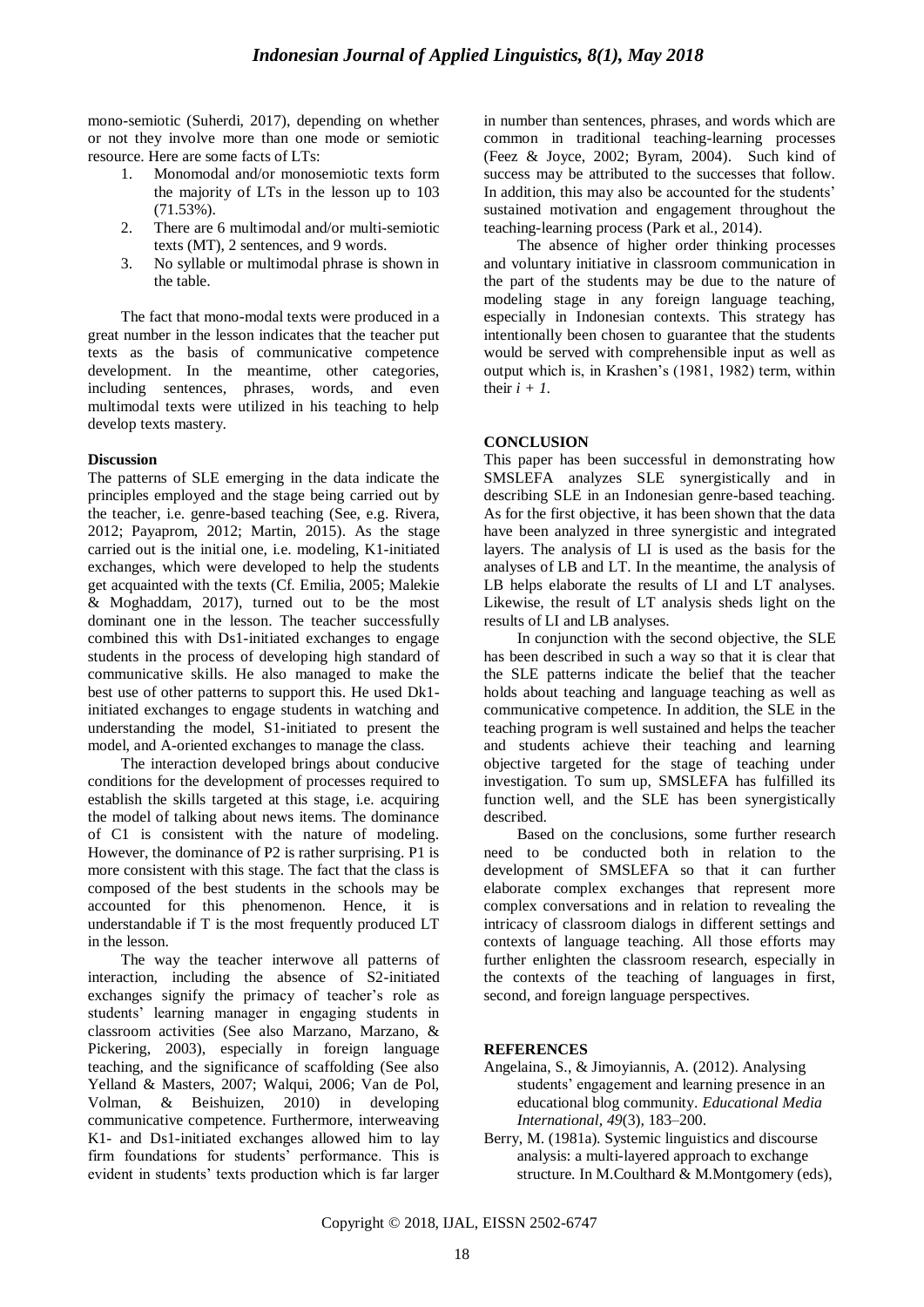mono-semiotic (Suherdi, 2017), depending on whether or not they involve more than one mode or semiotic resource. Here are some facts of LTs:

1. Monomodal and/or monosemiotic texts form the majority of LTs in the lesson up to 103 (71.53%).
2. There are 6 multimodal and/or multi-semiotic texts (MT), 2 sentences, and 9 words.
3. No syllable or multimodal phrase is shown in the table.

The fact that mono-modal texts were produced in a great number in the lesson indicates that the teacher put texts as the basis of communicative competence development. In the meantime, other categories, including sentences, phrases, words, and even multimodal texts were utilized in his teaching to help develop texts mastery.

**Discussion**

The patterns of SLE emerging in the data indicate the principles employed and the stage being carried out by the teacher, i.e. genre-based teaching (See, e.g. Rivera, 2012; Payaprom, 2012; Martin, 2015). As the stage carried out is the initial one, i.e. modeling, K1-initiated exchanges, which were developed to help the students get acquainted with the texts (Cf. Emilia, 2005; Malekie & Moghaddam, 2017), turned out to be the most dominant one in the lesson. The teacher successfully combined this with Ds1-initiated exchanges to engage students in the process of developing high standard of communicative skills. He also managed to make the best use of other patterns to support this. He used Dk1-initiated exchanges to engage students in watching and understanding the model, S1-initiated to present the model, and A-oriented exchanges to manage the class.

The interaction developed brings about conducive conditions for the development of processes required to establish the skills targeted at this stage, i.e. acquiring the model of talking about news items. The dominance of C1 is consistent with the nature of modeling. However, the dominance of P2 is rather surprising. P1 is more consistent with this stage. The fact that the class is composed of the best students in the schools may be accounted for this phenomenon. Hence, it is understandable if T is the most frequently produced LT in the lesson.

The way the teacher interwove all patterns of interaction, including the absence of S2-initiated exchanges signify the primacy of teacher's role as students' learning manager in engaging students in classroom activities (See also Marzano, Marzano, & Pickering, 2003), especially in foreign language teaching, and the significance of scaffolding (See also Yelland & Masters, 2007; Walqui, 2006; Van de Pol, Volman, & Beishuizen, 2010) in developing communicative competence. Furthermore, interweaving K1- and Ds1-initiated exchanges allowed him to lay firm foundations for students' performance. This is evident in students' texts production which is far larger in number than sentences, phrases, and words which are common in traditional teaching-learning processes (Feez & Joyce, 2002; Byram, 2004). Such kind of success may be attributed to the successes that follow. In addition, this may also be accounted for the students' sustained motivation and engagement throughout the teaching-learning process (Park et al., 2014).

The absence of higher order thinking processes and voluntary initiative in classroom communication in the part of the students may be due to the nature of modeling stage in any foreign language teaching, especially in Indonesian contexts. This strategy has intentionally been chosen to guarantee that the students would be served with comprehensible input as well as output which is, in Krashen's (1981, 1982) term, within their $i + 1$.

## CONCLUSION

This paper has been successful in demonstrating how SMSLEFA analyzes SLE synergistically and in describing SLE in an Indonesian genre-based teaching. As for the first objective, it has been shown that the data have been analyzed in three synergistic and integrated layers. The analysis of LI is used as the basis for the analyses of LB and LT. In the meantime, the analysis of LB helps elaborate the results of LI and LT analyses. Likewise, the result of LT analysis sheds light on the results of LI and LB analyses.

In conjunction with the second objective, the SLE has been described in such a way so that it is clear that the SLE patterns indicate the belief that the teacher holds about teaching and language teaching as well as communicative competence. In addition, the SLE in the teaching program is well sustained and helps the teacher and students achieve their teaching and learning objective targeted for the stage of teaching under investigation. To sum up, SMSLEFA has fulfilled its function well, and the SLE has been synergistically described.

Based on the conclusions, some further research need to be conducted both in relation to the development of SMSLEFA so that it can further elaborate complex exchanges that represent more complex conversations and in relation to revealing the intricacy of classroom dialogs in different settings and contexts of language teaching. All those efforts may further enlighten the classroom research, especially in the contexts of the teaching of languages in first, second, and foreign language perspectives.

## REFERENCES

Angelaina, S., & Jimoyiannis, A. (2012). Analysing students' engagement and learning presence in an educational blog community. *Educational Media International, 49*(3), 183–200.

Berry, M. (1981a). Systemic linguistics and discourse analysis: a multi-layered approach to exchange structure. In M.Coulthard & M.Montgomery (eds),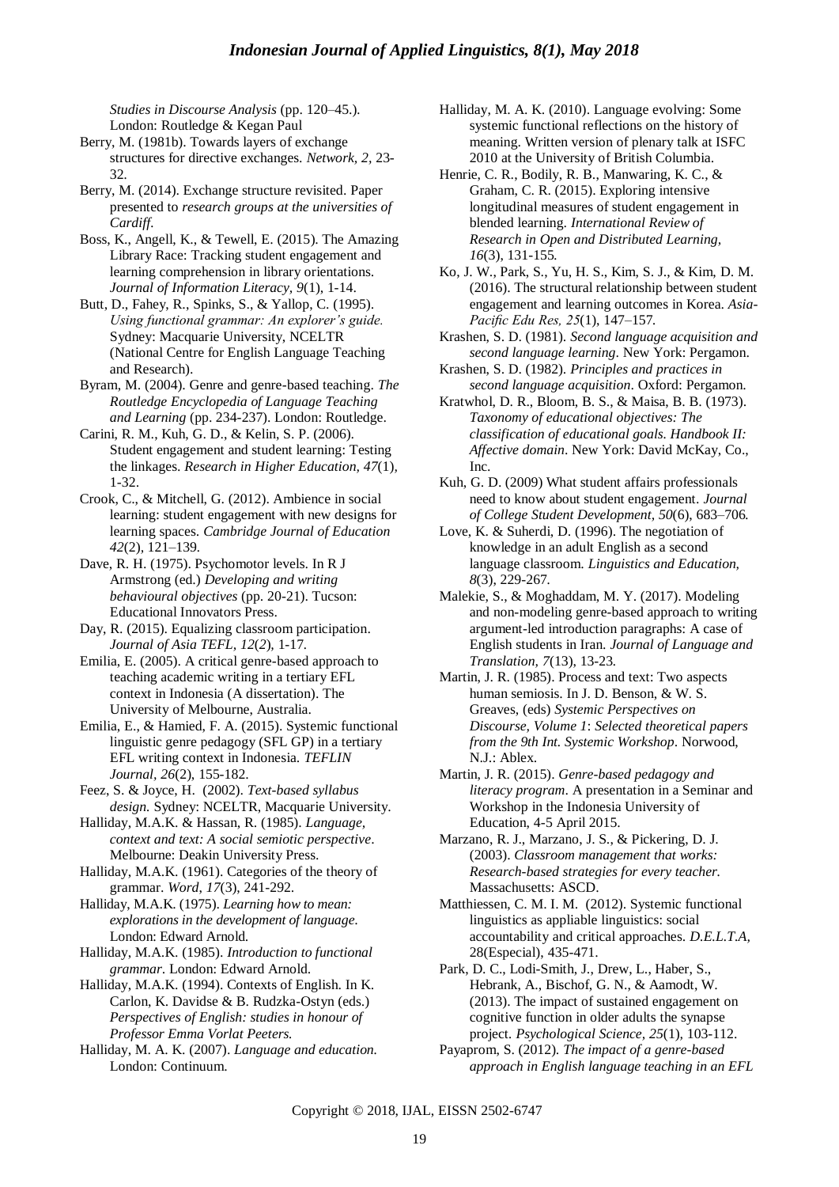*Studies in Discourse Analysis* (pp. 120–45.). London: Routledge & Kegan Paul

Berry, M. (1981b). Towards layers of exchange structures for directive exchanges. *Network, 2,* 23-32.

Berry, M. (2014). Exchange structure revisited. Paper presented to *research groups at the universities of Cardiff.*

Boss, K., Angell, K., & Tewell, E. (2015). The Amazing Library Race: Tracking student engagement and learning comprehension in library orientations. *Journal of Information Literacy, 9*(1), 1-14.

Butt, D., Fahey, R., Spinks, S., & Yallop, C. (1995). *Using functional grammar: An explorer's guide.* Sydney: Macquarie University, NCELTR (National Centre for English Language Teaching and Research).

Byram, M. (2004). Genre and genre-based teaching. *The Routledge Encyclopedia of Language Teaching and Learning* (pp. 234-237). London: Routledge.

Carini, R. M., Kuh, G. D., & Kelin, S. P. (2006). Student engagement and student learning: Testing the linkages. *Research in Higher Education, 47*(1), 1-32.

Crook, C., & Mitchell, G. (2012). Ambience in social learning: student engagement with new designs for learning spaces. *Cambridge Journal of Education 42*(2), 121–139.

Dave, R. H. (1975). Psychomotor levels. In R J Armstrong (ed.) *Developing and writing behavioural objectives* (pp. 20-21). Tucson: Educational Innovators Press.

Day, R. (2015). Equalizing classroom participation. *Journal of Asia TEFL, 12*(2), 1-17.

Emilia, E. (2005). A critical genre-based approach to teaching academic writing in a tertiary EFL context in Indonesia (A dissertation). The University of Melbourne, Australia.

Emilia, E., & Hamied, F. A. (2015). Systemic functional linguistic genre pedagogy (SFL GP) in a tertiary EFL writing context in Indonesia. *TEFLIN Journal, 26*(2), 155-182.

Feez, S. & Joyce, H. (2002). *Text-based syllabus design.* Sydney: NCELTR, Macquarie University.

Halliday, M.A.K. & Hassan, R. (1985). *Language, context and text: A social semiotic perspective*. Melbourne: Deakin University Press.

Halliday, M.A.K. (1961). Categories of the theory of grammar. *Word, 17*(3), 241-292.

Halliday, M.A.K. (1975). *Learning how to mean: explorations in the development of language.* London: Edward Arnold.

Halliday, M.A.K. (1985). *Introduction to functional grammar*. London: Edward Arnold.

Halliday, M.A.K. (1994). Contexts of English. In K. Carlon, K. Davidse & B. Rudzka-Ostyn (eds.) *Perspectives of English: studies in honour of Professor Emma Vorlat Peeters.*

Halliday, M. A. K. (2007). *Language and education.* London: Continuum.

Halliday, M. A. K. (2010). Language evolving: Some systemic functional reflections on the history of meaning. Written version of plenary talk at ISFC 2010 at the University of British Columbia.

Henrie, C. R., Bodily, R. B., Manwaring, K. C., & Graham, C. R. (2015). Exploring intensive longitudinal measures of student engagement in blended learning. *International Review of Research in Open and Distributed Learning, 16*(3), 131-155.

Ko, J. W., Park, S., Yu, H. S., Kim, S. J., & Kim, D. M. (2016). The structural relationship between student engagement and learning outcomes in Korea. *Asia-Pacific Edu Res, 25*(1), 147–157.

Krashen, S. D. (1981). *Second language acquisition and second language learning*. New York: Pergamon.

Krashen, S. D. (1982). *Principles and practices in second language acquisition*. Oxford: Pergamon.

Kratwhol, D. R., Bloom, B. S., & Maisa, B. B. (1973). *Taxonomy of educational objectives: The classification of educational goals. Handbook II: Affective domain*. New York: David McKay, Co., Inc.

Kuh, G. D. (2009) What student affairs professionals need to know about student engagement. *Journal of College Student Development, 50*(6), 683–706.

Love, K. & Suherdi, D. (1996). The negotiation of knowledge in an adult English as a second language classroom. *Linguistics and Education, 8*(3), 229-267.

Malekie, S., & Moghaddam, M. Y. (2017). Modeling and non-modeling genre-based approach to writing argument-led introduction paragraphs: A case of English students in Iran. *Journal of Language and Translation, 7*(13), 13-23.

Martin, J. R. (1985). Process and text: Two aspects human semiosis. In J. D. Benson, & W. S. Greaves, (eds) *Systemic Perspectives on Discourse, Volume 1*: *Selected theoretical papers from the 9th Int. Systemic Workshop*. Norwood, N.J.: Ablex.

Martin, J. R. (2015). *Genre-based pedagogy and literacy program*. A presentation in a Seminar and Workshop in the Indonesia University of Education, 4-5 April 2015.

Marzano, R. J., Marzano, J. S., & Pickering, D. J. (2003). *Classroom management that works: Research-based strategies for every teacher.* Massachusetts: ASCD.

Matthiessen, C. M. I. M. (2012). Systemic functional linguistics as appliable linguistics: social accountability and critical approaches. *D.E.L.T.A,* 28(Especial), 435-471.

Park, D. C., Lodi-Smith, J., Drew, L., Haber, S., Hebrank, A., Bischof, G. N., & Aamodt, W. (2013). The impact of sustained engagement on cognitive function in older adults the synapse project. *Psychological Science, 25*(1), 103-112.

Payaprom, S. (2012). *The impact of a genre-based approach in English language teaching in an EFL*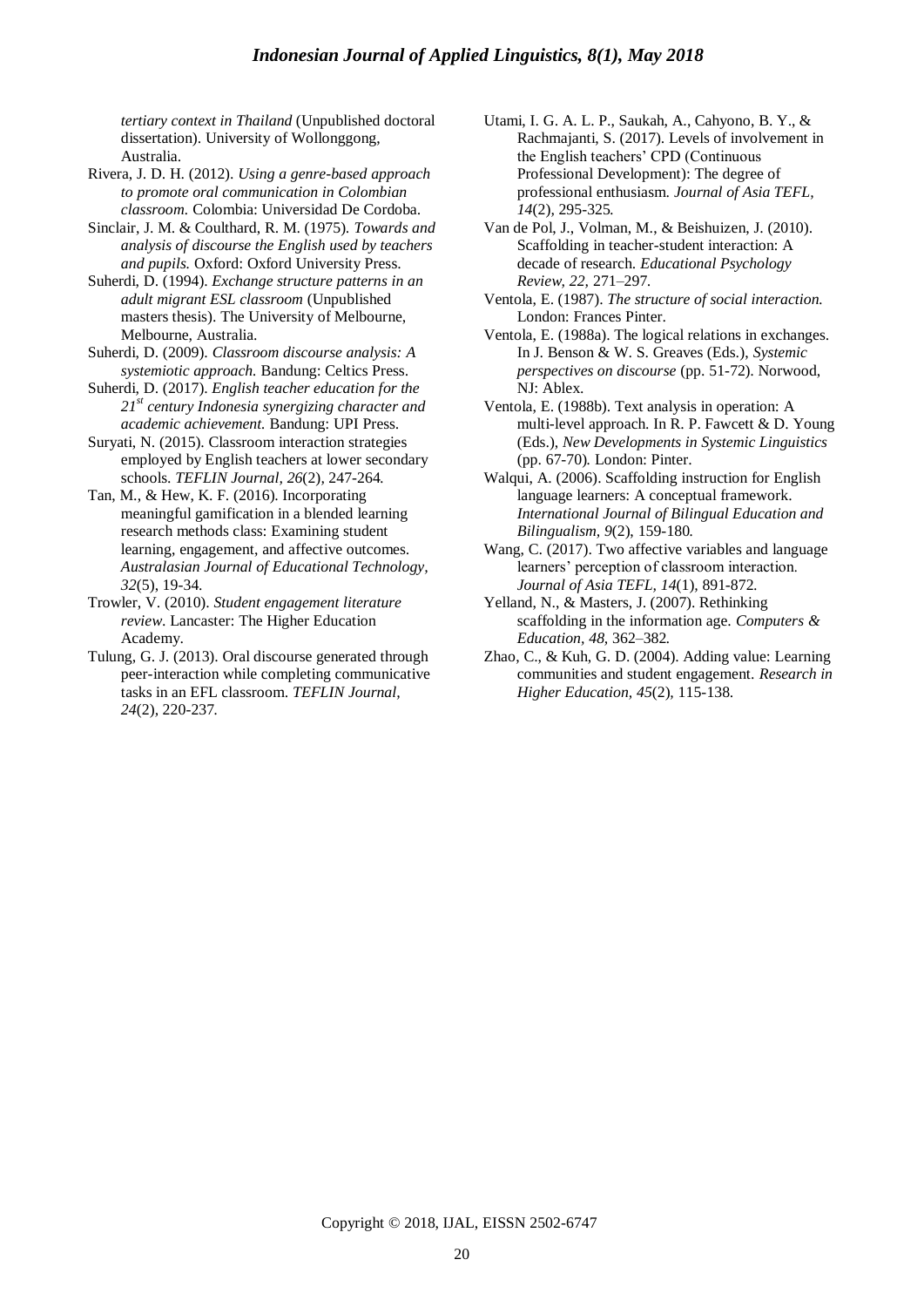*tertiary context in Thailand* (Unpublished doctoral dissertation). University of Wollonggong, Australia.

Rivera, J. D. H. (2012). *Using a genre-based approach to promote oral communication in Colombian classroom.* Colombia: Universidad De Cordoba.

Sinclair, J. M. & Coulthard, R. M. (1975). *Towards and analysis of discourse the English used by teachers and pupils.* Oxford: Oxford University Press.

Suherdi, D. (1994). *Exchange structure patterns in an adult migrant ESL classroom* (Unpublished masters thesis). The University of Melbourne, Melbourne, Australia.

Suherdi, D. (2009). *Classroom discourse analysis: A systemiotic approach.* Bandung: Celtics Press.

Suherdi, D. (2017). *English teacher education for the 21st century Indonesia synergizing character and academic achievement.* Bandung: UPI Press.

Suryati, N. (2015). Classroom interaction strategies employed by English teachers at lower secondary schools. *TEFLIN Journal, 26*(2), 247-264.

Tan, M., & Hew, K. F. (2016). Incorporating meaningful gamification in a blended learning research methods class: Examining student learning, engagement, and affective outcomes. *Australasian Journal of Educational Technology, 32*(5), 19-34.

Trowler, V. (2010). *Student engagement literature review.* Lancaster: The Higher Education Academy.

Tulung, G. J. (2013). Oral discourse generated through peer-interaction while completing communicative tasks in an EFL classroom. *TEFLIN Journal, 24*(2), 220-237.

Utami, I. G. A. L. P., Saukah, A., Cahyono, B. Y., & Rachmajanti, S. (2017). Levels of involvement in the English teachers' CPD (Continuous Professional Development): The degree of professional enthusiasm. *Journal of Asia TEFL, 14*(2), 295-325.

Van de Pol, J., Volman, M., & Beishuizen, J. (2010). Scaffolding in teacher-student interaction: A decade of research. *Educational Psychology Review, 22,* 271–297.

Ventola, E. (1987). *The structure of social interaction.* London: Frances Pinter.

Ventola, E. (1988a). The logical relations in exchanges. In J. Benson & W. S. Greaves (Eds.), *Systemic perspectives on discourse* (pp. 51-72). Norwood, NJ: Ablex.

Ventola, E. (1988b). Text analysis in operation: A multi-level approach. In R. P. Fawcett & D. Young (Eds.), *New Developments in Systemic Linguistics* (pp. 67-70). London: Pinter.

Walqui, A. (2006). Scaffolding instruction for English language learners: A conceptual framework. *International Journal of Bilingual Education and Bilingualism, 9*(2), 159-180.

Wang, C. (2017). Two affective variables and language learners' perception of classroom interaction. *Journal of Asia TEFL, 14*(1), 891-872.

Yelland, N., & Masters, J. (2007). Rethinking scaffolding in the information age. *Computers & Education, 48,* 362–382.

Zhao, C., & Kuh, G. D. (2004). Adding value: Learning communities and student engagement. *Research in Higher Education, 45*(2), 115-138.